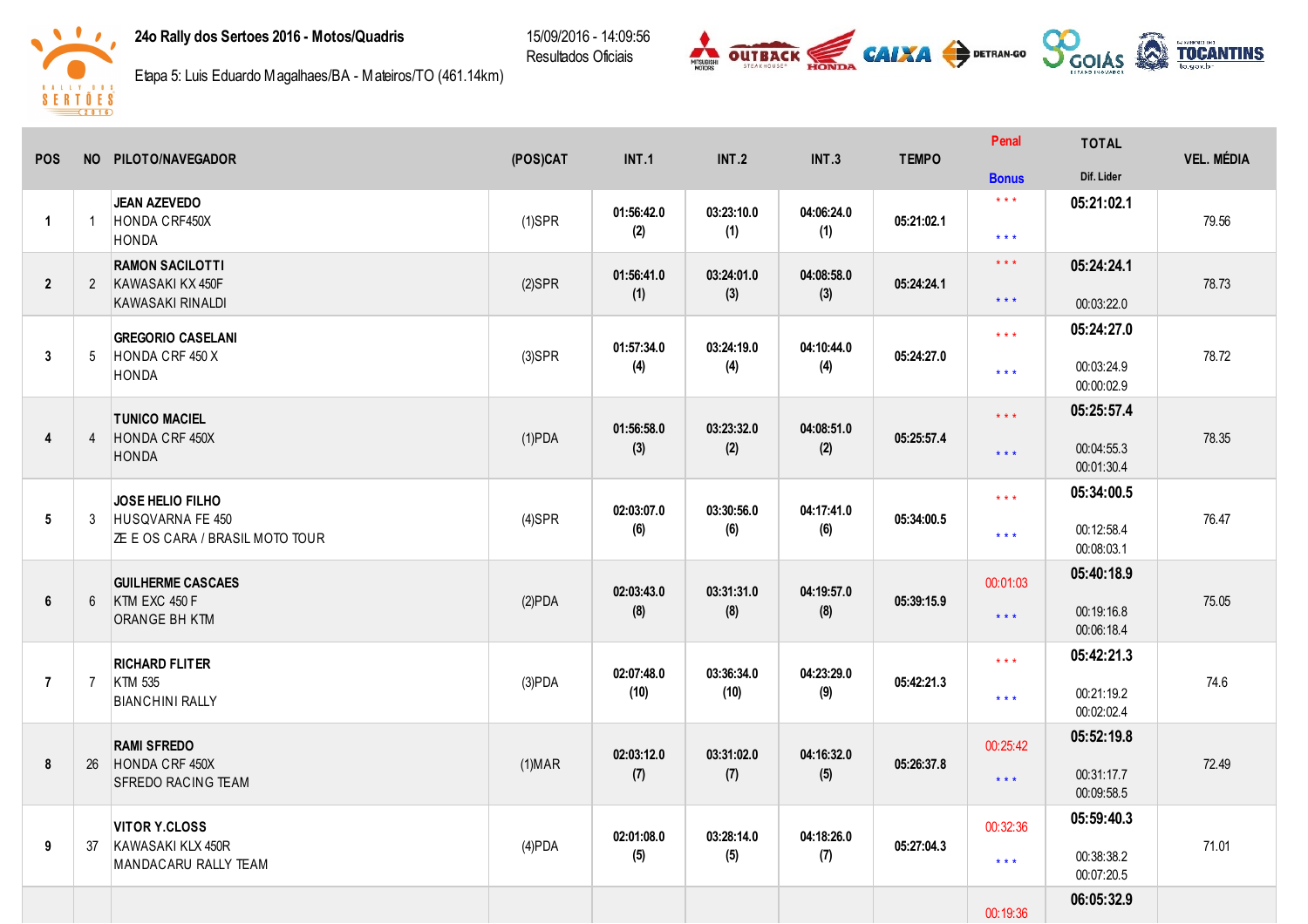# 24o Rally dos Sertoes 2016 - Motos/Quadris

Etapa 5: Luis Eduardo Magalhaes/BA - Mateiros/TO (461.14km)

15/09/2016 - 14:09:56
Resultados Oficiais

| POS | NO | PILOTO/NAVEGADOR | (POS)CAT | INT.1 | INT.2 | INT.3 | TEMPO | Penal / Bonus | TOTAL / Dif. Lider | VEL. MÉDIA |
|---|---|---|---|---|---|---|---|---|---|---|
| 1 | 1 | JEAN AZEVEDO<br>HONDA CRF450X<br>HONDA | (1)SPR | 01:56:42.0<br>(2) | 03:23:10.0<br>(1) | 04:06:24.0<br>(1) | 05:21:02.1 | \* \* \*<br>\* \* \* | 05:21:02.1 | 79.56 |
| 2 | 2 | RAMON SACILOTTI<br>KAWASAKI KX 450F<br>KAWASAKI RINALDI | (2)SPR | 01:56:41.0<br>(1) | 03:24:01.0<br>(3) | 04:08:58.0<br>(3) | 05:24:24.1 | \* \* \*<br>\* \* \* | 05:24:24.1<br>00:03:22.0 | 78.73 |
| 3 | 5 | GREGORIO CASELANI<br>HONDA CRF 450 X<br>HONDA | (3)SPR | 01:57:34.0<br>(4) | 03:24:19.0<br>(4) | 04:10:44.0<br>(4) | 05:24:27.0 | \* \* \*<br>\* \* \* | 05:24:27.0<br>00:03:24.9<br>00:00:02.9 | 78.72 |
| 4 | 4 | TUNICO MACIEL<br>HONDA CRF 450X<br>HONDA | (1)PDA | 01:56:58.0<br>(3) | 03:23:32.0<br>(2) | 04:08:51.0<br>(2) | 05:25:57.4 | \* \* \*<br>\* \* \* | 05:25:57.4<br>00:04:55.3<br>00:01:30.4 | 78.35 |
| 5 | 3 | JOSE HELIO FILHO<br>HUSQVARNA FE 450<br>ZE E OS CARA / BRASIL MOTO TOUR | (4)SPR | 02:03:07.0<br>(6) | 03:30:56.0<br>(6) | 04:17:41.0<br>(6) | 05:34:00.5 | \* \* \*<br>\* \* \* | 05:34:00.5<br>00:12:58.4<br>00:08:03.1 | 76.47 |
| 6 | 6 | GUILHERME CASCAES<br>KTM EXC 450 F<br>ORANGE BH KTM | (2)PDA | 02:03:43.0<br>(8) | 03:31:31.0<br>(8) | 04:19:57.0<br>(8) | 05:39:15.9 | 00:01:03<br>\* \* \* | 05:40:18.9<br>00:19:16.8<br>00:06:18.4 | 75.05 |
| 7 | 7 | RICHARD FLITER<br>KTM 535<br>BIANCHINI RALLY | (3)PDA | 02:07:48.0<br>(10) | 03:36:34.0<br>(10) | 04:23:29.0<br>(9) | 05:42:21.3 | \* \* \*<br>\* \* \* | 05:42:21.3<br>00:21:19.2<br>00:02:02.4 | 74.6 |
| 8 | 26 | RAMI SFREDO<br>HONDA CRF 450X<br>SFREDO RACING TEAM | (1)MAR | 02:03:12.0<br>(7) | 03:31:02.0<br>(7) | 04:16:32.0<br>(5) | 05:26:37.8 | 00:25:42<br>\* \* \* | 05:52:19.8<br>00:31:17.7<br>00:09:58.5 | 72.49 |
| 9 | 37 | VITOR Y.CLOSS<br>KAWASAKI KLX 450R<br>MANDACARU RALLY TEAM | (4)PDA | 02:01:08.0<br>(5) | 03:28:14.0<br>(5) | 04:18:26.0<br>(7) | 05:27:04.3 | 00:32:36<br>\* \* \* | 05:59:40.3<br>00:38:38.2<br>00:07:20.5 | 71.01 |
| | | | | | | | | 00:19:36 | 06:05:32.9 | |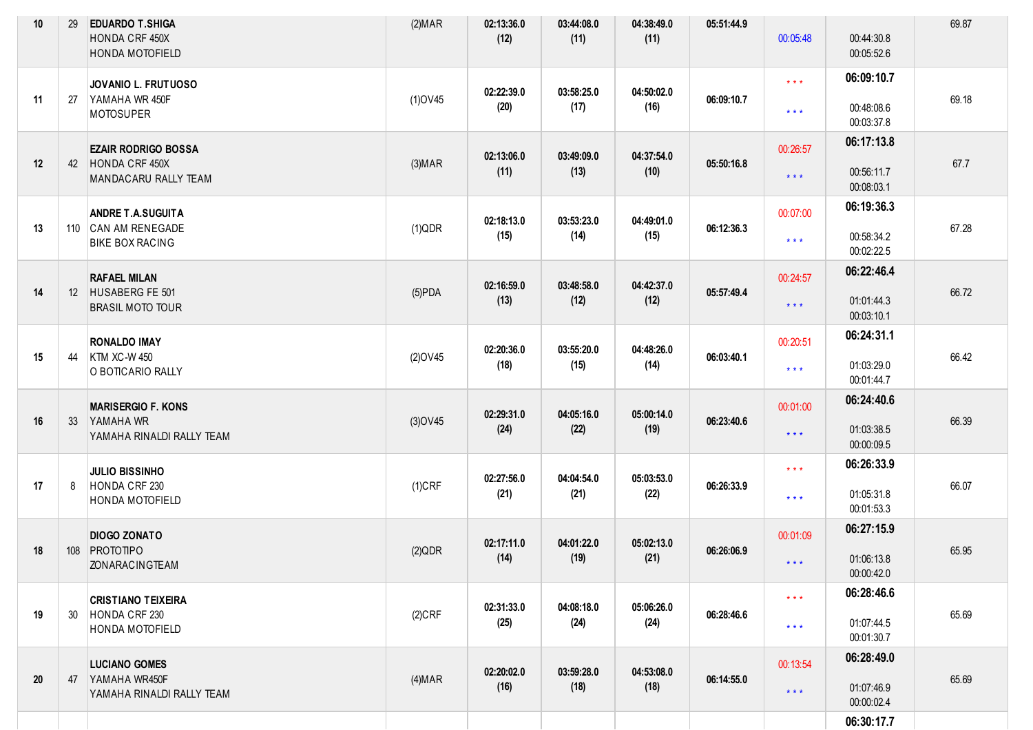| 10 | 29 | **EDUARDO T.SHIGA**<br>HONDA CRF 450X<br>HONDA MOTOFIELD | (2)MAR | **02:13:36.0**<br>**(12)** | **03:44:08.0**<br>**(11)** | **04:38:49.0**<br>**(11)** | **05:51:44.9** | 00:05:48 | 00:44:30.8<br>00:05:52.6 | 69.87 |
|---|---|---|---|---|---|---|---|---|---|---|
| 11 | 27 | **JOVANIO L. FRUTUOSO**<br>YAMAHA WR 450F<br>MOTOSUPER | (1)OV45 | **02:22:39.0**<br>**(20)** | **03:58:25.0**<br>**(17)** | **04:50:02.0**<br>**(16)** | **06:09:10.7** | * * *<br>* * * | **06:09:10.7**<br>00:48:08.6<br>00:03:37.8 | 69.18 |
| 12 | 42 | **EZAIR RODRIGO BOSSA**<br>HONDA CRF 450X<br>MANDACARU RALLY TEAM | (3)MAR | **02:13:06.0**<br>**(11)** | **03:49:09.0**<br>**(13)** | **04:37:54.0**<br>**(10)** | **05:50:16.8** | 00:26:57<br>* * * | **06:17:13.8**<br>00:56:11.7<br>00:08:03.1 | 67.7 |
| 13 | 110 | **ANDRE T.A.SUGUITA**<br>CAN AM RENEGADE<br>BIKE BOX RACING | (1)QDR | **02:18:13.0**<br>**(15)** | **03:53:23.0**<br>**(14)** | **04:49:01.0**<br>**(15)** | **06:12:36.3** | 00:07:00<br>* * * | **06:19:36.3**<br>00:58:34.2<br>00:02:22.5 | 67.28 |
| 14 | 12 | **RAFAEL MILAN**<br>HUSABERG FE 501<br>BRASIL MOTO TOUR | (5)PDA | **02:16:59.0**<br>**(13)** | **03:48:58.0**<br>**(12)** | **04:42:37.0**<br>**(12)** | **05:57:49.4** | 00:24:57<br>* * * | **06:22:46.4**<br>01:01:44.3<br>00:03:10.1 | 66.72 |
| 15 | 44 | **RONALDO IMAY**<br>KTM XC-W 450<br>O BOTICARIO RALLY | (2)OV45 | **02:20:36.0**<br>**(18)** | **03:55:20.0**<br>**(15)** | **04:48:26.0**<br>**(14)** | **06:03:40.1** | 00:20:51<br>* * * | **06:24:31.1**<br>01:03:29.0<br>00:01:44.7 | 66.42 |
| 16 | 33 | **MARISERGIO F. KONS**<br>YAMAHA WR<br>YAMAHA RINALDI RALLY TEAM | (3)OV45 | **02:29:31.0**<br>**(24)** | **04:05:16.0**<br>**(22)** | **05:00:14.0**<br>**(19)** | **06:23:40.6** | 00:01:00<br>* * * | **06:24:40.6**<br>01:03:38.5<br>00:00:09.5 | 66.39 |
| 17 | 8 | **JULIO BISSINHO**<br>HONDA CRF 230<br>HONDA MOTOFIELD | (1)CRF | **02:27:56.0**<br>**(21)** | **04:04:54.0**<br>**(21)** | **05:03:53.0**<br>**(22)** | **06:26:33.9** | * * *<br>* * * | **06:26:33.9**<br>01:05:31.8<br>00:01:53.3 | 66.07 |
| 18 | 108 | **DIOGO ZONATO**<br>PROTOTIPO<br>ZONARACINGTEAM | (2)QDR | **02:17:11.0**<br>**(14)** | **04:01:22.0**<br>**(19)** | **05:02:13.0**<br>**(21)** | **06:26:06.9** | 00:01:09<br>* * * | **06:27:15.9**<br>01:06:13.8<br>00:00:42.0 | 65.95 |
| 19 | 30 | **CRISTIANO TEIXEIRA**<br>HONDA CRF 230<br>HONDA MOTOFIELD | (2)CRF | **02:31:33.0**<br>**(25)** | **04:08:18.0**<br>**(24)** | **05:06:26.0**<br>**(24)** | **06:28:46.6** | * * *<br>* * * | **06:28:46.6**<br>01:07:44.5<br>00:01:30.7 | 65.69 |
| 20 | 47 | **LUCIANO GOMES**<br>YAMAHA WR450F<br>YAMAHA RINALDI RALLY TEAM | (4)MAR | **02:20:02.0**<br>**(16)** | **03:59:28.0**<br>**(18)** | **04:53:08.0**<br>**(18)** | **06:14:55.0** | 00:13:54<br>* * * | **06:28:49.0**<br>01:07:46.9<br>00:00:02.4 | 65.69 |
| | | | | | | | | | **06:30:17.7** | |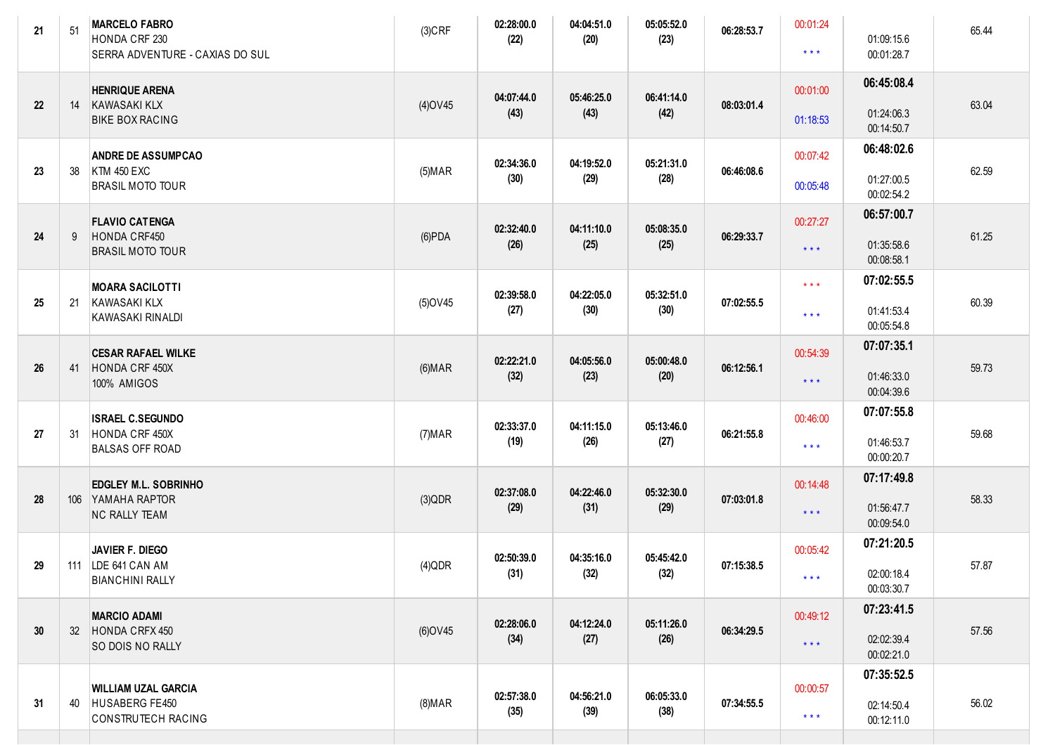| | | | | | | | | | | |
|---|---|---|---|---|---|---|---|---|---|---|
| 21 | 51 | **MARCELO FABRO**<br>HONDA CRF 230<br>SERRA ADVENTURE - CAXIAS DO SUL | (3)CRF | **02:28:00.0**<br>**(22)** | **04:04:51.0**<br>**(20)** | **05:05:52.0**<br>**(23)** | **06:28:53.7** | 00:01:24<br>* * * | <br>01:09:15.6<br>00:01:28.7 | 65.44 |
| 22 | 14 | **HENRIQUE ARENA**<br>KAWASAKI KLX<br>BIKE BOX RACING | (4)OV45 | **04:07:44.0**<br>**(43)** | **05:46:25.0**<br>**(43)** | **06:41:14.0**<br>**(42)** | **08:03:01.4** | 00:01:00<br>01:18:53 | **06:45:08.4**<br>01:24:06.3<br>00:14:50.7 | 63.04 |
| 23 | 38 | **ANDRE DE ASSUMPCAO**<br>KTM 450 EXC<br>BRASIL MOTO TOUR | (5)MAR | **02:34:36.0**<br>**(30)** | **04:19:52.0**<br>**(29)** | **05:21:31.0**<br>**(28)** | **06:46:08.6** | 00:07:42<br>00:05:48 | **06:48:02.6**<br>01:27:00.5<br>00:02:54.2 | 62.59 |
| 24 | 9 | **FLAVIO CATENGA**<br>HONDA CRF450<br>BRASIL MOTO TOUR | (6)PDA | **02:32:40.0**<br>**(26)** | **04:11:10.0**<br>**(25)** | **05:08:35.0**<br>**(25)** | **06:29:33.7** | 00:27:27<br>* * * | **06:57:00.7**<br>01:35:58.6<br>00:08:58.1 | 61.25 |
| 25 | 21 | **MOARA SACILOTTI**<br>KAWASAKI KLX<br>KAWASAKI RINALDI | (5)OV45 | **02:39:58.0**<br>**(27)** | **04:22:05.0**<br>**(30)** | **05:32:51.0**<br>**(30)** | **07:02:55.5** | * * *<br>* * * | **07:02:55.5**<br>01:41:53.4<br>00:05:54.8 | 60.39 |
| 26 | 41 | **CESAR RAFAEL WILKE**<br>HONDA CRF 450X<br>100% AMIGOS | (6)MAR | **02:22:21.0**<br>**(32)** | **04:05:56.0**<br>**(23)** | **05:00:48.0**<br>**(20)** | **06:12:56.1** | 00:54:39<br>* * * | **07:07:35.1**<br>01:46:33.0<br>00:04:39.6 | 59.73 |
| 27 | 31 | **ISRAEL C.SEGUNDO**<br>HONDA CRF 450X<br>BALSAS OFF ROAD | (7)MAR | **02:33:37.0**<br>**(19)** | **04:11:15.0**<br>**(26)** | **05:13:46.0**<br>**(27)** | **06:21:55.8** | 00:46:00<br>* * * | **07:07:55.8**<br>01:46:53.7<br>00:00:20.7 | 59.68 |
| 28 | 106 | **EDGLEY M.L. SOBRINHO**<br>YAMAHA RAPTOR<br>NC RALLY TEAM | (3)QDR | **02:37:08.0**<br>**(29)** | **04:22:46.0**<br>**(31)** | **05:32:30.0**<br>**(29)** | **07:03:01.8** | 00:14:48<br>* * * | **07:17:49.8**<br>01:56:47.7<br>00:09:54.0 | 58.33 |
| 29 | 111 | **JAVIER F. DIEGO**<br>LDE 641 CAN AM<br>BIANCHINI RALLY | (4)QDR | **02:50:39.0**<br>**(31)** | **04:35:16.0**<br>**(32)** | **05:45:42.0**<br>**(32)** | **07:15:38.5** | 00:05:42<br>* * * | **07:21:20.5**<br>02:00:18.4<br>00:03:30.7 | 57.87 |
| 30 | 32 | **MARCIO ADAMI**<br>HONDA CRFX 450<br>SO DOIS NO RALLY | (6)OV45 | **02:28:06.0**<br>**(34)** | **04:12:24.0**<br>**(27)** | **05:11:26.0**<br>**(26)** | **06:34:29.5** | 00:49:12<br>* * * | **07:23:41.5**<br>02:02:39.4<br>00:02:21.0 | 57.56 |
| 31 | 40 | **WILLIAM UZAL GARCIA**<br>HUSABERG FE450<br>CONSTRUTECH RACING | (8)MAR | **02:57:38.0**<br>**(35)** | **04:56:21.0**<br>**(39)** | **06:05:33.0**<br>**(38)** | **07:34:55.5** | 00:00:57<br>* * * | **07:35:52.5**<br>02:14:50.4<br>00:12:11.0 | 56.02 |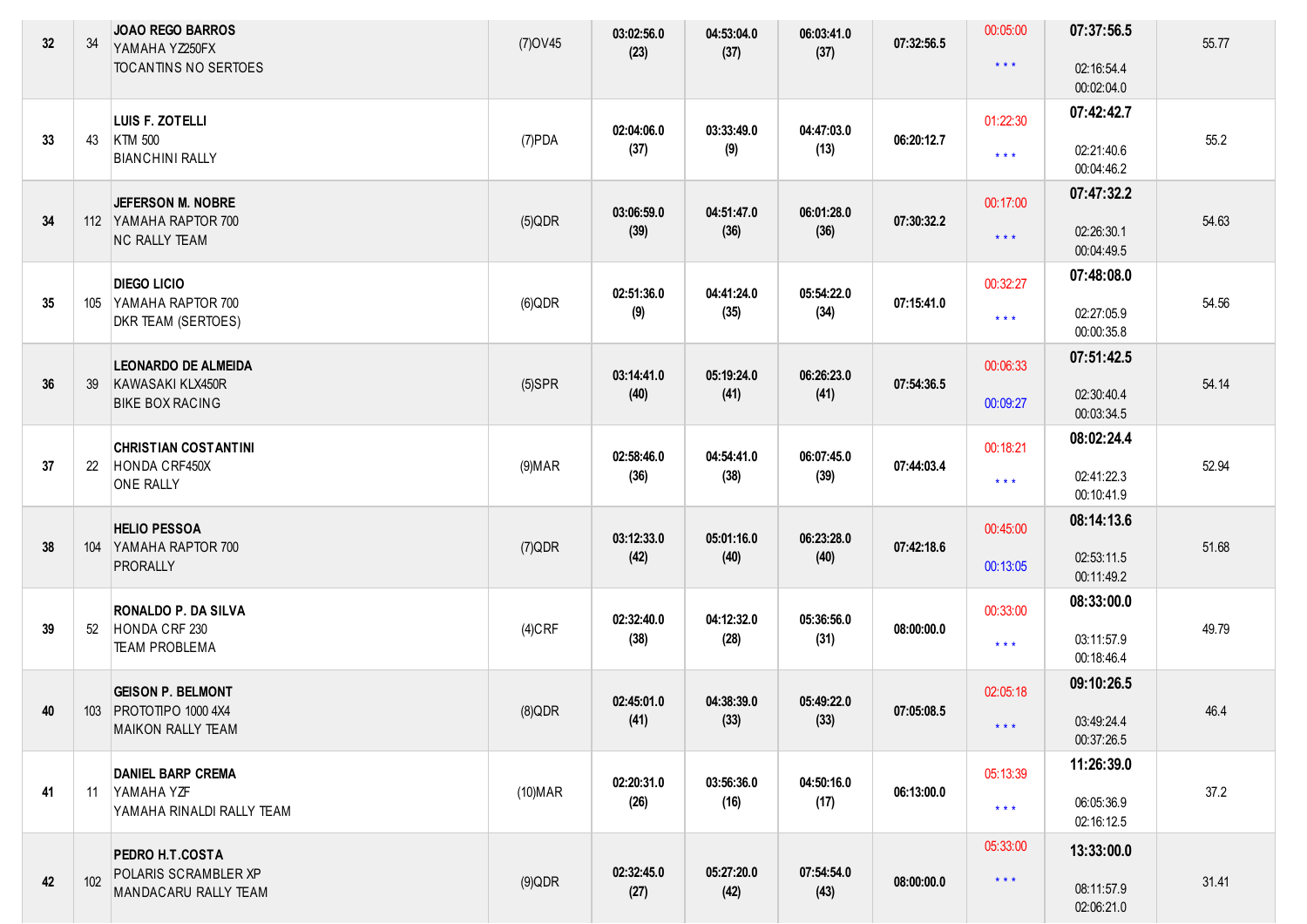| | | | | | | | | | | |
|---|---|---|---|---|---|---|---|---|---|---|
| 32 | 34 | **JOAO REGO BARROS**<br>YAMAHA YZ250FX<br>TOCANTINS NO SERTOES | (7)OV45 | **03:02:56.0**<br>**(23)** | **04:53:04.0**<br>**(37)** | **06:03:41.0**<br>**(37)** | **07:32:56.5** | 00:05:00<br>* * * | **07:37:56.5**<br>02:16:54.4<br>00:02:04.0 | 55.77 |
| 33 | 43 | **LUIS F. ZOTELLI**<br>KTM 500<br>BIANCHINI RALLY | (7)PDA | **02:04:06.0**<br>**(37)** | **03:33:49.0**<br>**(9)** | **04:47:03.0**<br>**(13)** | **06:20:12.7** | 01:22:30<br>* * * | **07:42:42.7**<br>02:21:40.6<br>00:04:46.2 | 55.2 |
| 34 | 112 | **JEFERSON M. NOBRE**<br>YAMAHA RAPTOR 700<br>NC RALLY TEAM | (5)QDR | **03:06:59.0**<br>**(39)** | **04:51:47.0**<br>**(36)** | **06:01:28.0**<br>**(36)** | **07:30:32.2** | 00:17:00<br>* * * | **07:47:32.2**<br>02:26:30.1<br>00:04:49.5 | 54.63 |
| 35 | 105 | **DIEGO LICIO**<br>YAMAHA RAPTOR 700<br>DKR TEAM (SERTOES) | (6)QDR | **02:51:36.0**<br>**(9)** | **04:41:24.0**<br>**(35)** | **05:54:22.0**<br>**(34)** | **07:15:41.0** | 00:32:27<br>* * * | **07:48:08.0**<br>02:27:05.9<br>00:00:35.8 | 54.56 |
| 36 | 39 | **LEONARDO DE ALMEIDA**<br>KAWASAKI KLX450R<br>BIKE BOX RACING | (5)SPR | **03:14:41.0**<br>**(40)** | **05:19:24.0**<br>**(41)** | **06:26:23.0**<br>**(41)** | **07:54:36.5** | 00:06:33<br>00:09:27 | **07:51:42.5**<br>02:30:40.4<br>00:03:34.5 | 54.14 |
| 37 | 22 | **CHRISTIAN COSTANTINI**<br>HONDA CRF450X<br>ONE RALLY | (9)MAR | **02:58:46.0**<br>**(36)** | **04:54:41.0**<br>**(38)** | **06:07:45.0**<br>**(39)** | **07:44:03.4** | 00:18:21<br>* * * | **08:02:24.4**<br>02:41:22.3<br>00:10:41.9 | 52.94 |
| 38 | 104 | **HELIO PESSOA**<br>YAMAHA RAPTOR 700<br>PRORALLY | (7)QDR | **03:12:33.0**<br>**(42)** | **05:01:16.0**<br>**(40)** | **06:23:28.0**<br>**(40)** | **07:42:18.6** | 00:45:00<br>00:13:05 | **08:14:13.6**<br>02:53:11.5<br>00:11:49.2 | 51.68 |
| 39 | 52 | **RONALDO P. DA SILVA**<br>HONDA CRF 230<br>TEAM PROBLEMA | (4)CRF | **02:32:40.0**<br>**(38)** | **04:12:32.0**<br>**(28)** | **05:36:56.0**<br>**(31)** | **08:00:00.0** | 00:33:00<br>* * * | **08:33:00.0**<br>03:11:57.9<br>00:18:46.4 | 49.79 |
| 40 | 103 | **GEISON P. BELMONT**<br>PROTOTIPO 1000 4X4<br>MAIKON RALLY TEAM | (8)QDR | **02:45:01.0**<br>**(41)** | **04:38:39.0**<br>**(33)** | **05:49:22.0**<br>**(33)** | **07:05:08.5** | 02:05:18<br>* * * | **09:10:26.5**<br>03:49:24.4<br>00:37:26.5 | 46.4 |
| 41 | 11 | **DANIEL BARP CREMA**<br>YAMAHA YZF<br>YAMAHA RINALDI RALLY TEAM | (10)MAR | **02:20:31.0**<br>**(26)** | **03:56:36.0**<br>**(16)** | **04:50:16.0**<br>**(17)** | **06:13:00.0** | 05:13:39<br>* * * | **11:26:39.0**<br>06:05:36.9<br>02:16:12.5 | 37.2 |
| 42 | 102 | **PEDRO H.T.COSTA**<br>POLARIS SCRAMBLER XP<br>MANDACARU RALLY TEAM | (9)QDR | **02:32:45.0**<br>**(27)** | **05:27:20.0**<br>**(42)** | **07:54:54.0**<br>**(43)** | **08:00:00.0** | 05:33:00<br>* * * | **13:33:00.0**<br>08:11:57.9<br>02:06:21.0 | 31.41 |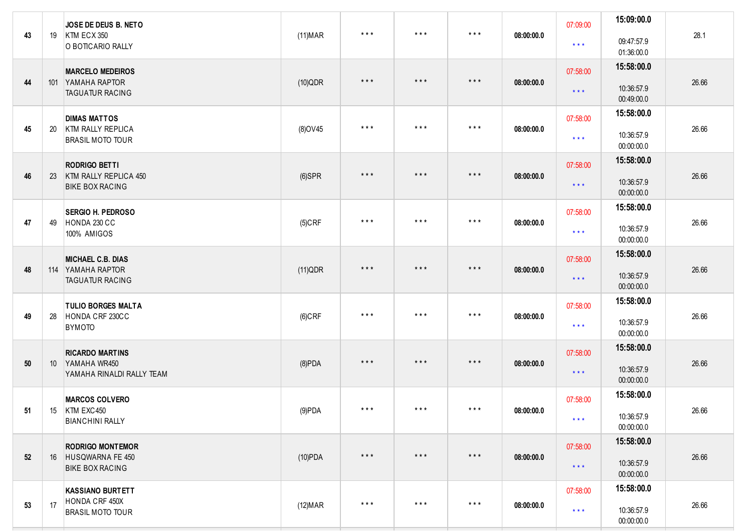| | | | | | | | | | | |
|---|---|---|---|---|---|---|---|---|---|---|
| 43 | 19 | **JOSE DE DEUS B. NETO**<br>KTM ECX 350<br>O BOTICARIO RALLY | (11)MAR | * * * | * * * | * * * | **08:00:00.0** | 07:09:00<br>* * * | **15:09:00.0**<br>09:47:57.9<br>01:36:00.0 | 28.1 |
| 44 | 101 | **MARCELO MEDEIROS**<br>YAMAHA RAPTOR<br>TAGUATUR RACING | (10)QDR | * * * | * * * | * * * | **08:00:00.0** | 07:58:00<br>* * * | **15:58:00.0**<br>10:36:57.9<br>00:49:00.0 | 26.66 |
| 45 | 20 | **DIMAS MATTOS**<br>KTM RALLY REPLICA<br>BRASIL MOTO TOUR | (8)OV45 | * * * | * * * | * * * | **08:00:00.0** | 07:58:00<br>* * * | **15:58:00.0**<br>10:36:57.9<br>00:00:00.0 | 26.66 |
| 46 | 23 | **RODRIGO BETTI**<br>KTM RALLY REPLICA 450<br>BIKE BOX RACING | (6)SPR | * * * | * * * | * * * | **08:00:00.0** | 07:58:00<br>* * * | **15:58:00.0**<br>10:36:57.9<br>00:00:00.0 | 26.66 |
| 47 | 49 | **SERGIO H. PEDROSO**<br>HONDA 230 CC<br>100% AMIGOS | (5)CRF | * * * | * * * | * * * | **08:00:00.0** | 07:58:00<br>* * * | **15:58:00.0**<br>10:36:57.9<br>00:00:00.0 | 26.66 |
| 48 | 114 | **MICHAEL C.B. DIAS**<br>YAMAHA RAPTOR<br>TAGUATUR RACING | (11)QDR | * * * | * * * | * * * | **08:00:00.0** | 07:58:00<br>* * * | **15:58:00.0**<br>10:36:57.9<br>00:00:00.0 | 26.66 |
| 49 | 28 | **TULIO BORGES MALTA**<br>HONDA CRF 230CC<br>BYMOTO | (6)CRF | * * * | * * * | * * * | **08:00:00.0** | 07:58:00<br>* * * | **15:58:00.0**<br>10:36:57.9<br>00:00:00.0 | 26.66 |
| 50 | 10 | **RICARDO MARTINS**<br>YAMAHA WR450<br>YAMAHA RINALDI RALLY TEAM | (8)PDA | * * * | * * * | * * * | **08:00:00.0** | 07:58:00<br>* * * | **15:58:00.0**<br>10:36:57.9<br>00:00:00.0 | 26.66 |
| 51 | 15 | **MARCOS COLVERO**<br>KTM EXC450<br>BIANCHINI RALLY | (9)PDA | * * * | * * * | * * * | **08:00:00.0** | 07:58:00<br>* * * | **15:58:00.0**<br>10:36:57.9<br>00:00:00.0 | 26.66 |
| 52 | 16 | **RODRIGO MONTEMOR**<br>HUSQWARNA FE 450<br>BIKE BOX RACING | (10)PDA | * * * | * * * | * * * | **08:00:00.0** | 07:58:00<br>* * * | **15:58:00.0**<br>10:36:57.9<br>00:00:00.0 | 26.66 |
| 53 | 17 | **KASSIANO BURTETT**<br>HONDA CRF 450X<br>BRASIL MOTO TOUR | (12)MAR | * * * | * * * | * * * | **08:00:00.0** | 07:58:00<br>* * * | **15:58:00.0**<br>10:36:57.9<br>00:00:00.0 | 26.66 |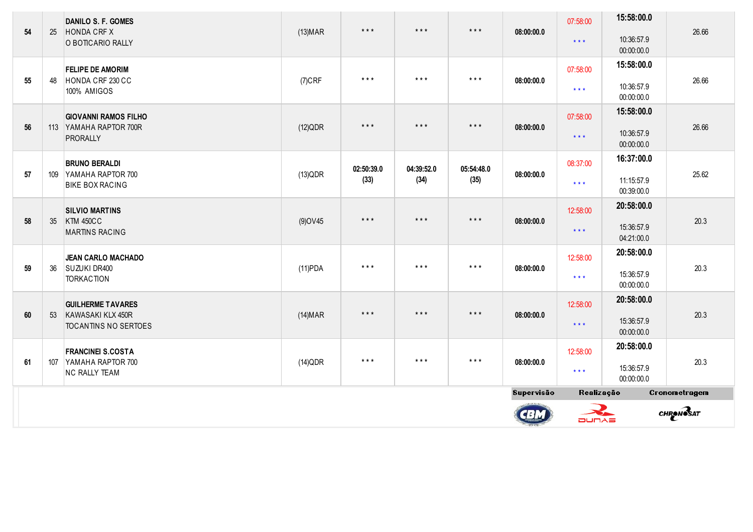| | | | | | | | | | | |
|---|---|---|---|---|---|---|---|---|---|---|
| **54** | 25 | **DANILO S. F. GOMES**<br>HONDA CRF X<br>O BOTICARIO RALLY | (13)MAR | * * * | * * * | * * * | **08:00:00.0** | 07:58:00<br>* * * | **15:58:00.0**<br>10:36:57.9<br>00:00:00.0 | 26.66 |
| **55** | 48 | **FELIPE DE AMORIM**<br>HONDA CRF 230 CC<br>100% AMIGOS | (7)CRF | * * * | * * * | * * * | **08:00:00.0** | 07:58:00<br>* * * | **15:58:00.0**<br>10:36:57.9<br>00:00:00.0 | 26.66 |
| **56** | 113 | **GIOVANNI RAMOS FILHO**<br>YAMAHA RAPTOR 700R<br>PRORALLY | (12)QDR | * * * | * * * | * * * | **08:00:00.0** | 07:58:00<br>* * * | **15:58:00.0**<br>10:36:57.9<br>00:00:00.0 | 26.66 |
| **57** | 109 | **BRUNO BERALDI**<br>YAMAHA RAPTOR 700<br>BIKE BOX RACING | (13)QDR | **02:50:39.0**<br>**(33)** | **04:39:52.0**<br>**(34)** | **05:54:48.0**<br>**(35)** | **08:00:00.0** | 08:37:00<br>* * * | **16:37:00.0**<br>11:15:57.9<br>00:39:00.0 | 25.62 |
| **58** | 35 | **SILVIO MARTINS**<br>KTM 450CC<br>MARTINS RACING | (9)OV45 | * * * | * * * | * * * | **08:00:00.0** | 12:58:00<br>* * * | **20:58:00.0**<br>15:36:57.9<br>04:21:00.0 | 20.3 |
| **59** | 36 | **JEAN CARLO MACHADO**<br>SUZUKI DR400<br>TORKACTION | (11)PDA | * * * | * * * | * * * | **08:00:00.0** | 12:58:00<br>* * * | **20:58:00.0**<br>15:36:57.9<br>00:00:00.0 | 20.3 |
| **60** | 53 | **GUILHERME TAVARES**<br>KAWASAKI KLX 450R<br>TOCANTINS NO SERTOES | (14)MAR | * * * | * * * | * * * | **08:00:00.0** | 12:58:00<br>* * * | **20:58:00.0**<br>15:36:57.9<br>00:00:00.0 | 20.3 |
| **61** | 107 | **FRANCINEI S.COSTA**<br>YAMAHA RAPTOR 700<br>NC RALLY TEAM | (14)QDR | * * * | * * * | * * * | **08:00:00.0** | 12:58:00<br>* * * | **20:58:00.0**<br>15:36:57.9<br>00:00:00.0 | 20.3 |

**Supervisão** CBM | **Realização** DUNAS | **Cronometragem** CHRONOSAT